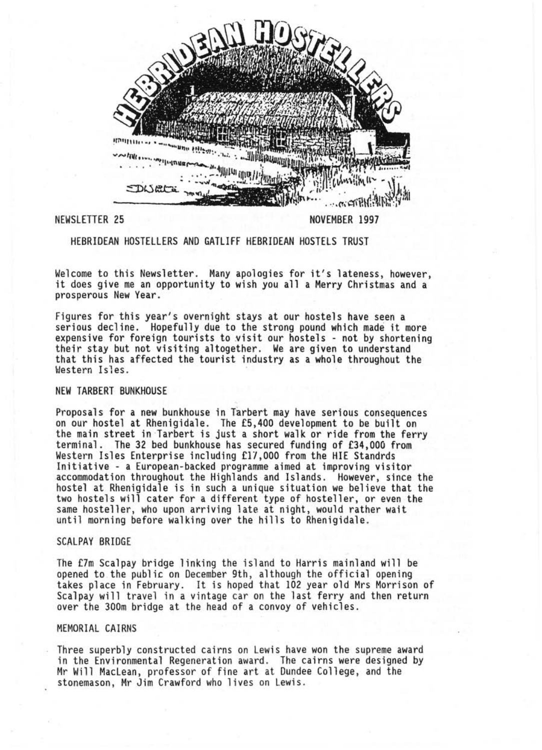# HEBRIDEAN HOSTELLERS

NEWSLETTER 25 NOVEMBER 1997

HEBRIDEAN HOSTELLERS AND GATLIFF HEBRIDEAN HOSTELS TRUST

Welcome to this Newsletter. Many apologies for it's lateness, however, it does give me an opportunity to wish you all a Merry Christmas and a prosperous New Year.

Figures for this year's overnight stays at our hostels have seen a serious decline. Hopefully due to the strong pound which made it more expensive for foreign tourists to visit our hostels - not by shortening their stay but not visiting altogether. We are given to understand that this has affected the tourist industry as a whole throughout the Western Isles.

## NEW TARBERT BUNKHOUSE

Proposals for a new bunkhouse in Tarbert may have serious consequences on our hostel at Rhenigidale. The £5,400 development to be built on the main street in Tarbert is just a short walk or ride from the ferry terminal. The 32 bed bunkhouse has secured funding of £34,000 from Western Isles Enterprise including £17,000 from the HIE Standrds Initiative - a European-backed programme aimed at improving visitor accommodation throughout the Highlands and Islands. However, since the hostel at Rhenigidale is in such a unique situation we believe that the two hostels will cater for a different type of hosteller, or even the same hosteller, who upon arriving late at night, would rather wait until morning before walking over the hills to Rhenigidale.

## SCALPAY BRIDGE

The £7m Scalpay bridge linking the island to Harris mainland will be opened to the public on December 9th, although the official opening takes place in February. It is hoped that 102 year old Mrs Morrison of Scalpay will travel in a vintage car on the last ferry and then return over the 300m bridge at the head of a convoy of vehicles.

## MEMORIAL CAIRNS

Three superbly constructed cairns on Lewis have won the supreme award in the Environmental Regeneration award. The cairns were designed by Mr Will MacLean, professor of fine art at Dundee College, and the stonemason, Mr Jim Crawford who lives on Lewis.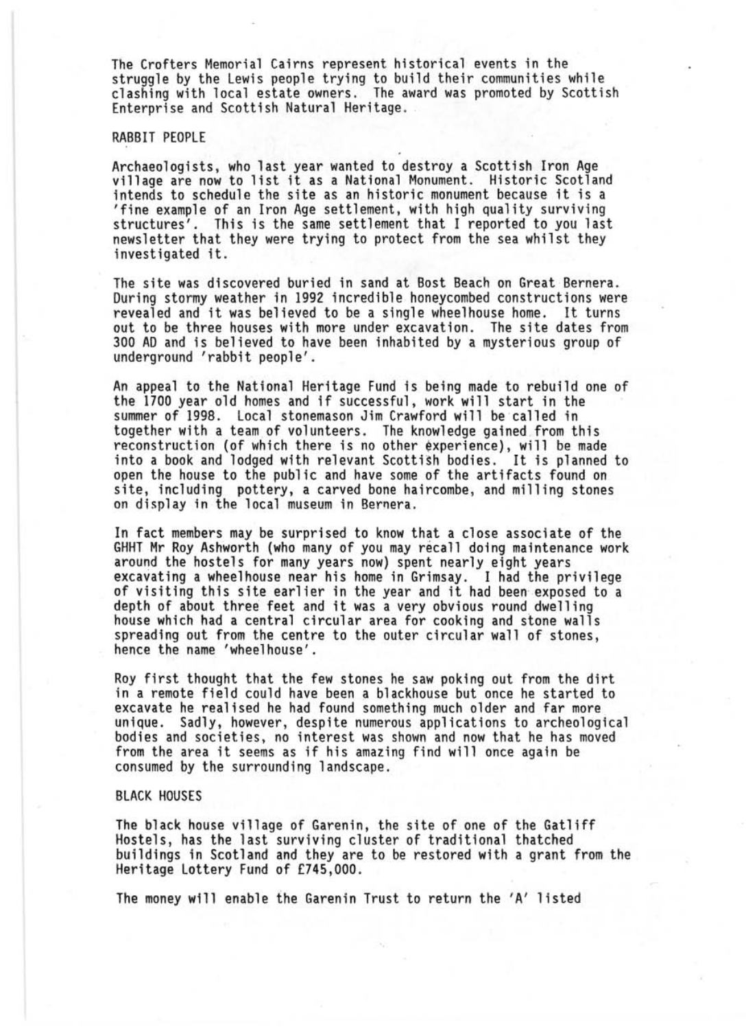The Crofters Memorial Cairns represent historical events in the struggle by the Lewis people trying to build their communities while clashing with local estate owners. The award was promoted by Scottish Enterprise and Scottish Natural Heritage.

## RABBIT PEOPLE

Archaeologists, who last year wanted to destroy a Scottish Iron Age village are now to list it as a National Monument. Historic Scotland intends to schedule the site as an historic monument because it is a 'fine example of an Iron Age settlement, with high quality surviving structures'. This is the same settlement that I reported to you last newsletter that they were trying to protect from the sea whilst they investigated it.

The site was discovered buried in sand at Bost Beach on Great Bernera. During stormy weather in 1992 incredible honeycombed constructions were revealed and it was believed to be a single wheelhouse home. It turns out to be three houses with more under excavation. The site dates from 300 AD and is believed to have been inhabited by a mysterious group of underground 'rabbit people'.

An appeal to the National Heritage Fund is being made to rebuild one of the 1700 year old homes and if successful, work will start in the summer of 1998. Local stonemason Jim Crawford will be called in together with a team of volunteers. The knowledge gained from this reconstruction (of which there is no other experience), will be made into a book and lodged with relevant Scottish bodies. It is planned to open the house to the public and have some of the artifacts found on site, including pottery, a carved bone haircombe, and milling stones on display in the local museum in Bernera.

In fact members may be surprised to know that a close associate of the GHHT Mr Roy Ashworth (who many of you may recall doing maintenance work around the hostels for many years now) spent nearly eight years excavating a wheelhouse near his home in Grimsay. I had the privilege of visiting this site earlier in the year and it had been exposed to a depth of about three feet and it was a very obvious round dwelling house which had a central circular area for cooking and stone walls spreading out from the centre to the outer circular wall of stones, hence the name 'wheelhouse'.

Roy first thought that the few stones he saw poking out from the dirt in a remote field could have been a blackhouse but once he started to excavate he realised he had found something much older and far more unique. Sadly, however, despite numerous applications to archeological bodies and societies, no interest was shown and now that he has moved from the area it seems as if his amazing find will once again be consumed by the surrounding landscape.

## BLACK HOUSES

The black house village of Garenin, the site of one of the Gatliff Hostels, has the last surviving cluster of traditional thatched buildings in Scotland and they are to be restored with a grant from the Heritage Lottery Fund of £745,000.

The money will enable the Garenin Trust to return the 'A' listed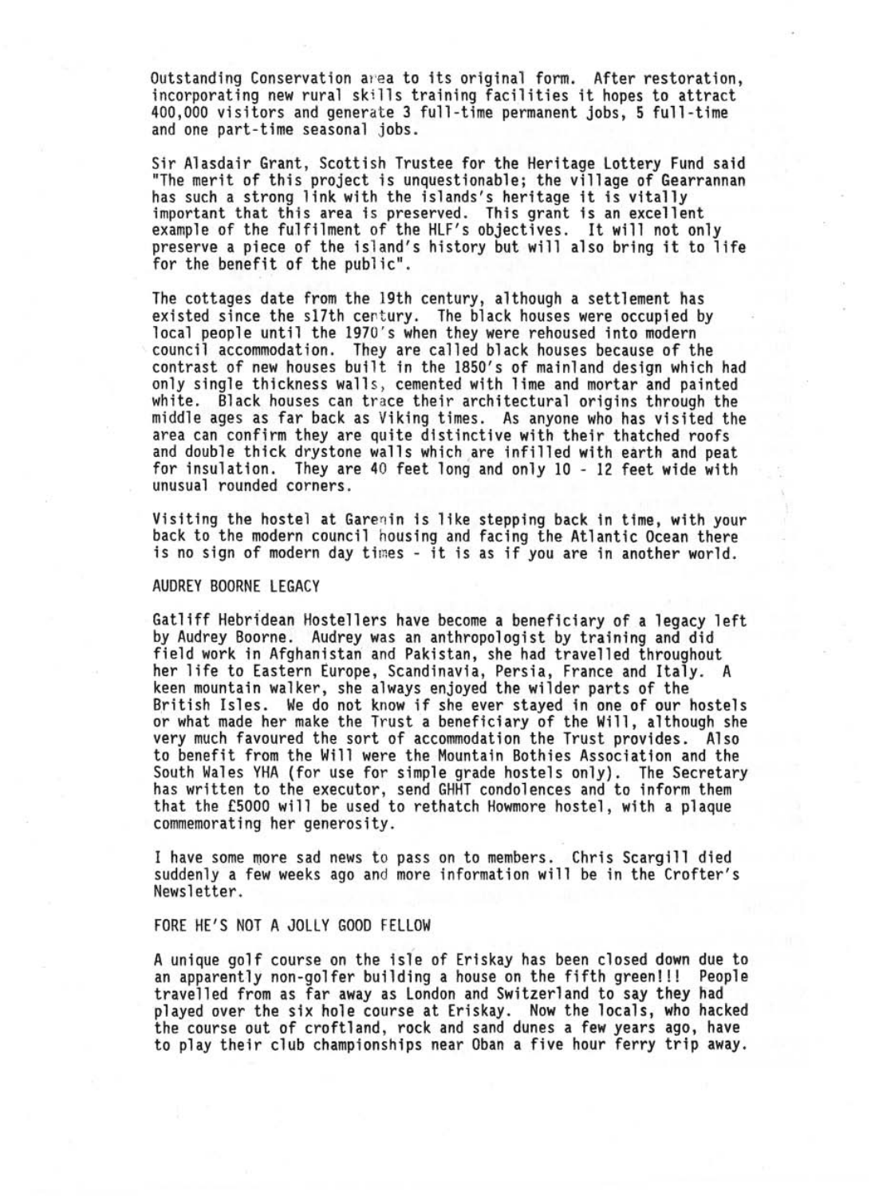Outstanding Conservation area to its original form. After restoration, incorporating new rural skills training facilities it hopes to attract 400,000 visitors and generate 3 full-time permanent jobs, 5 full-time and one part-time seasonal jobs.

Sir Alasdair Grant, Scottish Trustee for the Heritage Lottery Fund said "The merit of this project is unquestionable; the village of Gearrannan has such a strong link with the islands's heritage it is vitally important that this area is preserved. This grant is an excellent example of the fulfilment of the HLF's objectives. It will not only preserve a piece of the island's history but will also bring it to life for the benefit of the public".

The cottages date from the 19th century, although a settlement has existed since the s17th century. The black houses were occupied by local people until the 1970's when they were rehoused into modern council accommodation. They are called black houses because of the contrast of new houses built in the 1850's of mainland design which had only single thickness walls, cemented with lime and mortar and painted white. Black houses can trace their architectural origins through the middle ages as far back as Viking times. As anyone who has visited the area can confirm they are quite distinctive with their thatched roofs and double thick drystone walls which are infilled with earth and peat for insulation. They are 40 feet long and only 10 - 12 feet wide with unusual rounded corners.

Visiting the hostel at Garenin is like stepping back in time, with your back to the modern council housing and facing the Atlantic Ocean there is no sign of modern day times - it is as if you are in another world.

## AUDREY BOORNE LEGACY

Gatliff Hebridean Hostellers have become a beneficiary of a legacy left by Audrey Boorne. Audrey was an anthropologist by training and did field work in Afghanistan and Pakistan, she had travelled throughout her life to Eastern Europe, Scandinavia, Persia, France and Italy. A keen mountain walker, she always enjoyed the wilder parts of the British Isles. We do not know if she ever stayed in one of our hostels or what made her make the Trust a beneficiary of the Will, although she very much favoured the sort of accommodation the Trust provides. Also to benefit from the Will were the Mountain Bothies Association and the South Wales YHA (for use for simple grade hostels only). The Secretary has written to the executor, send GHHT condolences and to inform them that the £5000 will be used to rethatch Howmore hostel, with a plaque commemorating her generosity.

I have some more sad news to pass on to members. Chris Scargill died suddenly a few weeks ago and more information will be in the Crofter's Newsletter.

## FORE HE'S NOT A JOLLY GOOD FELLOW

A unique golf course on the isle of Eriskay has been closed down due to an apparently non-golfer building a house on the fifth green!!! People travelled from as far away as London and Switzerland to say they had played over the six hole course at Eriskay. Now the locals, who hacked the course out of croftland, rock and sand dunes a few years ago, have to play their club championships near Oban a five hour ferry trip away.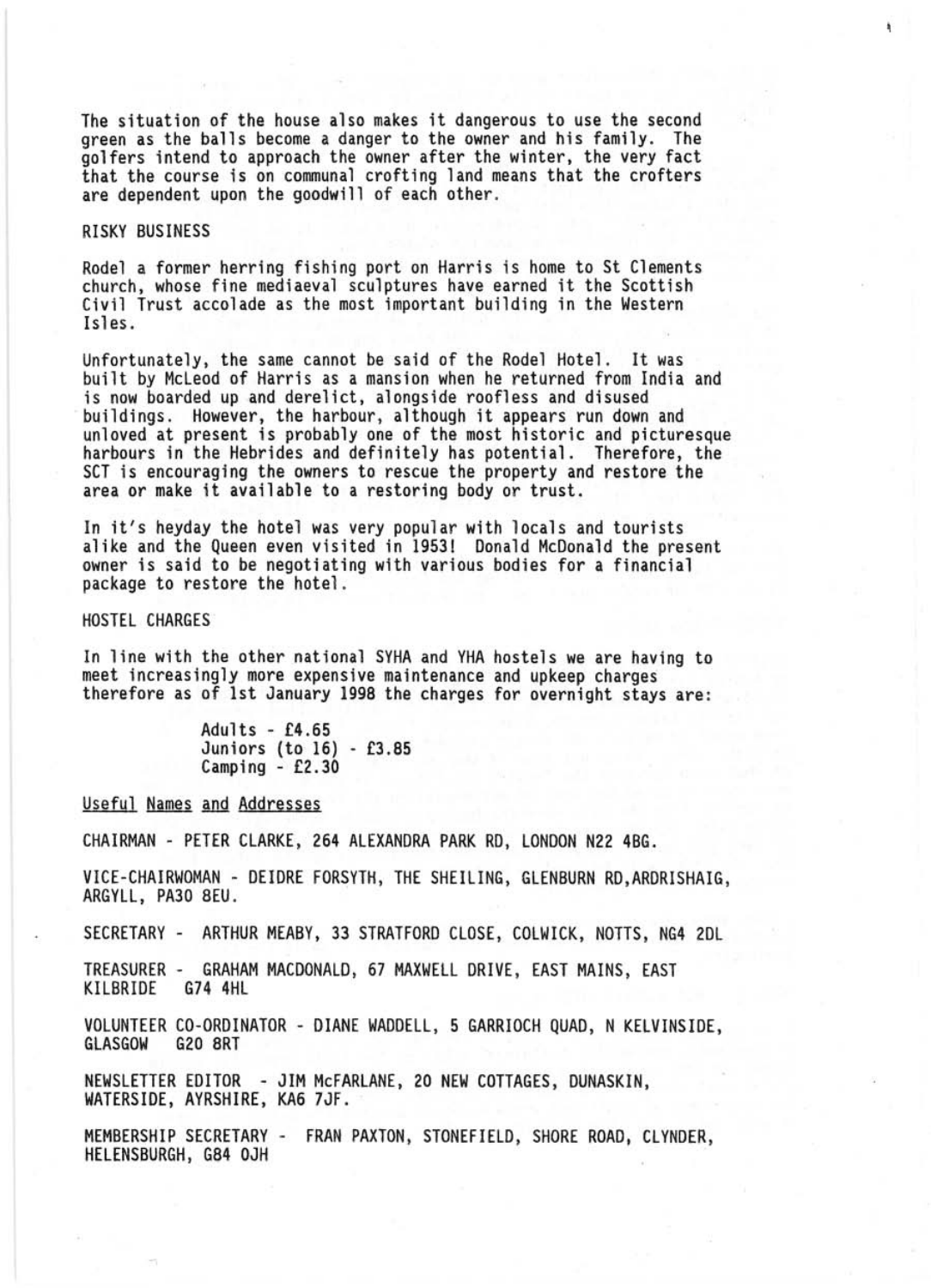The situation of the house also makes it dangerous to use the second green as the balls become a danger to the owner and his family. The golfers intend to approach the owner after the winter, the very fact that the course is on communal crofting land means that the crofters are dependent upon the goodwill of each other.

## RISKY BUSINESS

Rodel a former herring fishing port on Harris is home to St Clements church, whose fine mediaeval sculptures have earned it the Scottish Civil Trust accolade as the most important building in the Western Isles.

Unfortunately, the same cannot be said of the Rodel Hotel. It was built by McLeod of Harris as a mansion when he returned from India and is now boarded up and derelict, alongside roofless and disused buildings. However, the harbour, although it appears run down and unloved at present is probably one of the most historic and picturesque harbours in the Hebrides and definitely has potential. Therefore, the SCT is encouraging the owners to rescue the property and restore the area or make it available to a restoring body or trust.

In it's heyday the hotel was very popular with locals and tourists alike and the Queen even visited in 1953! Donald McDonald the present owner is said to be negotiating with various bodies for a financial package to restore the hotel.

## HOSTEL CHARGES

In line with the other national SYHA and YHA hostels we are having to meet increasingly more expensive maintenance and upkeep charges therefore as of 1st January 1998 the charges for overnight stays are:

Adults - £4.65
Juniors (to 16) - £3.85
Camping - £2.30

## Useful Names and Addresses

CHAIRMAN - PETER CLARKE, 264 ALEXANDRA PARK RD, LONDON N22 4BG.

VICE-CHAIRWOMAN - DEIDRE FORSYTH, THE SHEILING, GLENBURN RD,ARDRISHAIG, ARGYLL, PA30 8EU.

SECRETARY - ARTHUR MEABY, 33 STRATFORD CLOSE, COLWICK, NOTTS, NG4 2DL

TREASURER - GRAHAM MACDONALD, 67 MAXWELL DRIVE, EAST MAINS, EAST KILBRIDE G74 4HL

VOLUNTEER CO-ORDINATOR - DIANE WADDELL, 5 GARRIOCH QUAD, N KELVINSIDE, GLASGOW G20 8RT

NEWSLETTER EDITOR - JIM McFARLANE, 20 NEW COTTAGES, DUNASKIN, WATERSIDE, AYRSHIRE, KA6 7JF.

MEMBERSHIP SECRETARY - FRAN PAXTON, STONEFIELD, SHORE ROAD, CLYNDER, HELENSBURGH, G84 0JH